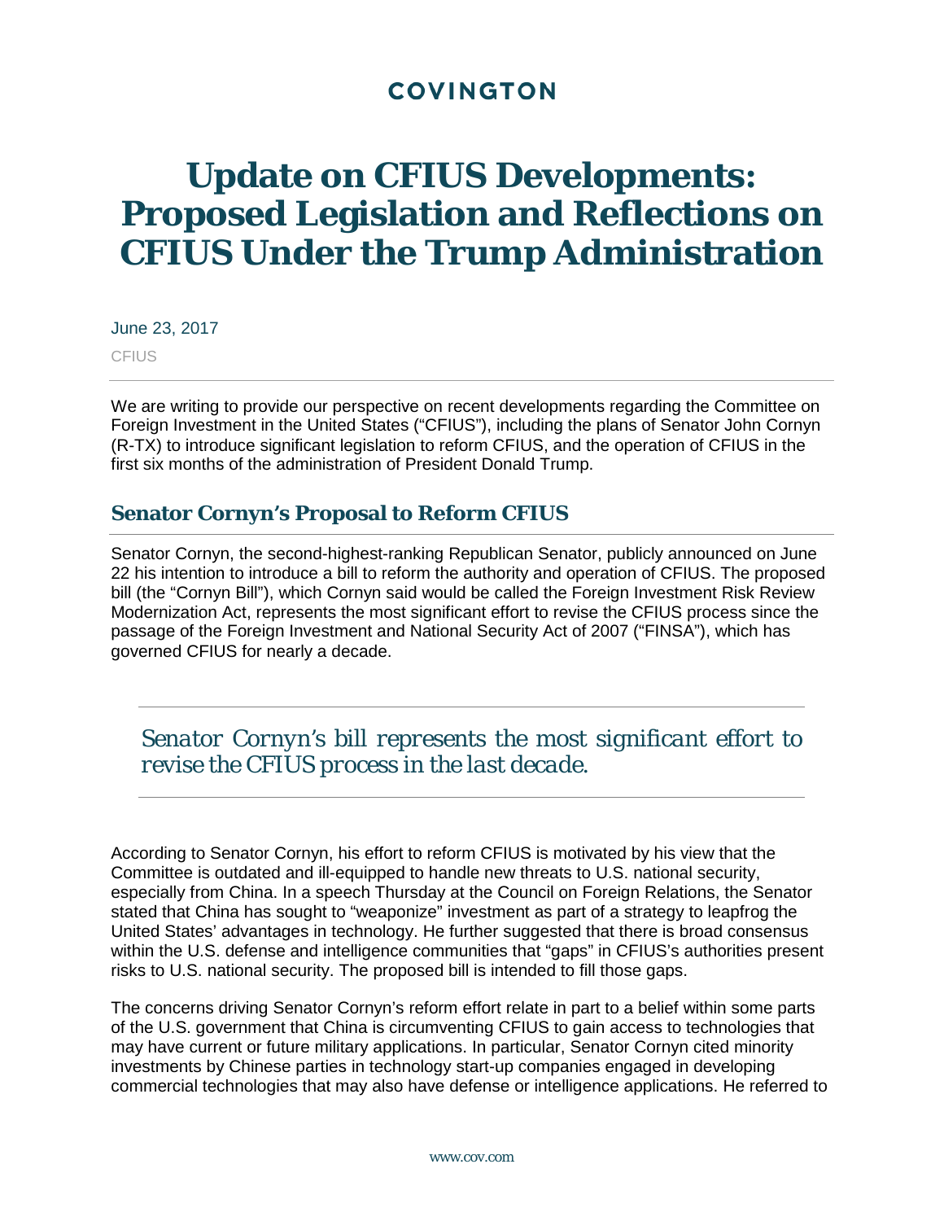**COVINGTON**

# Update on CFIUS Developments: Proposed Legislation and Reflections on CFIUS Under the Trump Administration

June 23, 2017

CFIUS

We are writing to provide our perspective on recent developments regarding the Committee on Foreign Investment in the United States ("CFIUS"), including the plans of Senator John Cornyn (R-TX) to introduce significant legislation to reform CFIUS, and the operation of CFIUS in the first six months of the administration of President Donald Trump.

## Senator Cornyn's Proposal to Reform CFIUS

Senator Cornyn, the second-highest-ranking Republican Senator, publicly announced on June 22 his intention to introduce a bill to reform the authority and operation of CFIUS. The proposed bill (the "Cornyn Bill"), which Cornyn said would be called the Foreign Investment Risk Review Modernization Act, represents the most significant effort to revise the CFIUS process since the passage of the Foreign Investment and National Security Act of 2007 ("FINSA"), which has governed CFIUS for nearly a decade.

> *Senator Cornyn's bill represents the most significant effort to revise the CFIUS process in the last decade.*

According to Senator Cornyn, his effort to reform CFIUS is motivated by his view that the Committee is outdated and ill-equipped to handle new threats to U.S. national security, especially from China. In a speech Thursday at the Council on Foreign Relations, the Senator stated that China has sought to "weaponize" investment as part of a strategy to leapfrog the United States' advantages in technology. He further suggested that there is broad consensus within the U.S. defense and intelligence communities that "gaps" in CFIUS's authorities present risks to U.S. national security. The proposed bill is intended to fill those gaps.

The concerns driving Senator Cornyn's reform effort relate in part to a belief within some parts of the U.S. government that China is circumventing CFIUS to gain access to technologies that may have current or future military applications. In particular, Senator Cornyn cited minority investments by Chinese parties in technology start-up companies engaged in developing commercial technologies that may also have defense or intelligence applications. He referred to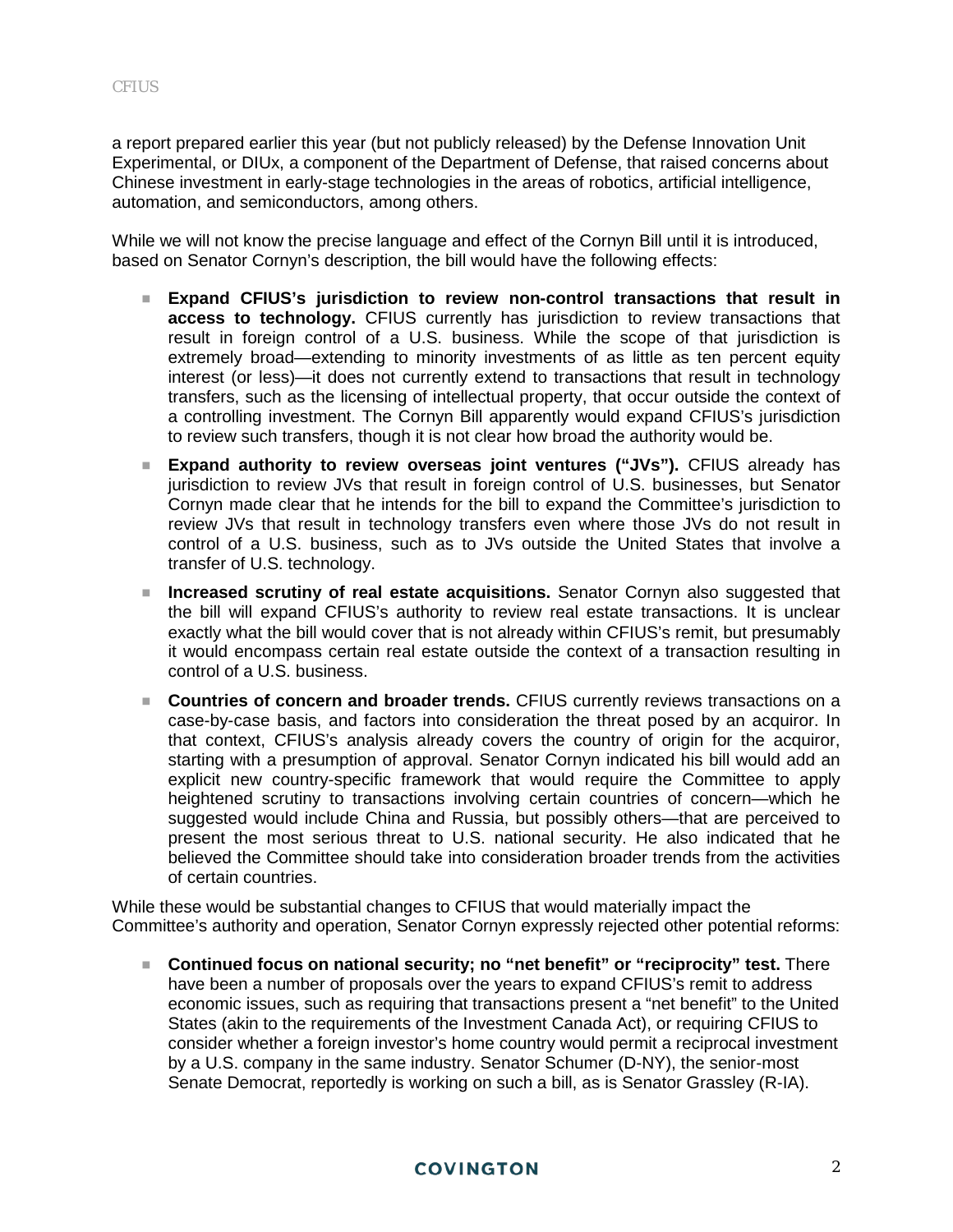a report prepared earlier this year (but not publicly released) by the Defense Innovation Unit Experimental, or DIUx, a component of the Department of Defense, that raised concerns about Chinese investment in early-stage technologies in the areas of robotics, artificial intelligence, automation, and semiconductors, among others.

While we will not know the precise language and effect of the Cornyn Bill until it is introduced, based on Senator Cornyn's description, the bill would have the following effects:

- **Expand CFIUS's jurisdiction to review non-control transactions that result in access to technology.** CFIUS currently has jurisdiction to review transactions that result in foreign control of a U.S. business. While the scope of that jurisdiction is extremely broad—extending to minority investments of as little as ten percent equity interest (or less)—it does not currently extend to transactions that result in technology transfers, such as the licensing of intellectual property, that occur outside the context of a controlling investment. The Cornyn Bill apparently would expand CFIUS's jurisdiction to review such transfers, though it is not clear how broad the authority would be.
- **Expand authority to review overseas joint ventures ("JVs").** CFIUS already has jurisdiction to review JVs that result in foreign control of U.S. businesses, but Senator Cornyn made clear that he intends for the bill to expand the Committee's jurisdiction to review JVs that result in technology transfers even where those JVs do not result in control of a U.S. business, such as to JVs outside the United States that involve a transfer of U.S. technology.
- **Increased scrutiny of real estate acquisitions.** Senator Cornyn also suggested that the bill will expand CFIUS's authority to review real estate transactions. It is unclear exactly what the bill would cover that is not already within CFIUS's remit, but presumably it would encompass certain real estate outside the context of a transaction resulting in control of a U.S. business.
- **Countries of concern and broader trends.** CFIUS currently reviews transactions on a case-by-case basis, and factors into consideration the threat posed by an acquiror. In that context, CFIUS's analysis already covers the country of origin for the acquiror, starting with a presumption of approval. Senator Cornyn indicated his bill would add an explicit new country-specific framework that would require the Committee to apply heightened scrutiny to transactions involving certain countries of concern—which he suggested would include China and Russia, but possibly others—that are perceived to present the most serious threat to U.S. national security. He also indicated that he believed the Committee should take into consideration broader trends from the activities of certain countries.

While these would be substantial changes to CFIUS that would materially impact the Committee's authority and operation, Senator Cornyn expressly rejected other potential reforms:

- **Continued focus on national security; no "net benefit" or "reciprocity" test.** There have been a number of proposals over the years to expand CFIUS's remit to address economic issues, such as requiring that transactions present a "net benefit" to the United States (akin to the requirements of the Investment Canada Act), or requiring CFIUS to consider whether a foreign investor's home country would permit a reciprocal investment by a U.S. company in the same industry. Senator Schumer (D-NY), the senior-most Senate Democrat, reportedly is working on such a bill, as is Senator Grassley (R-IA).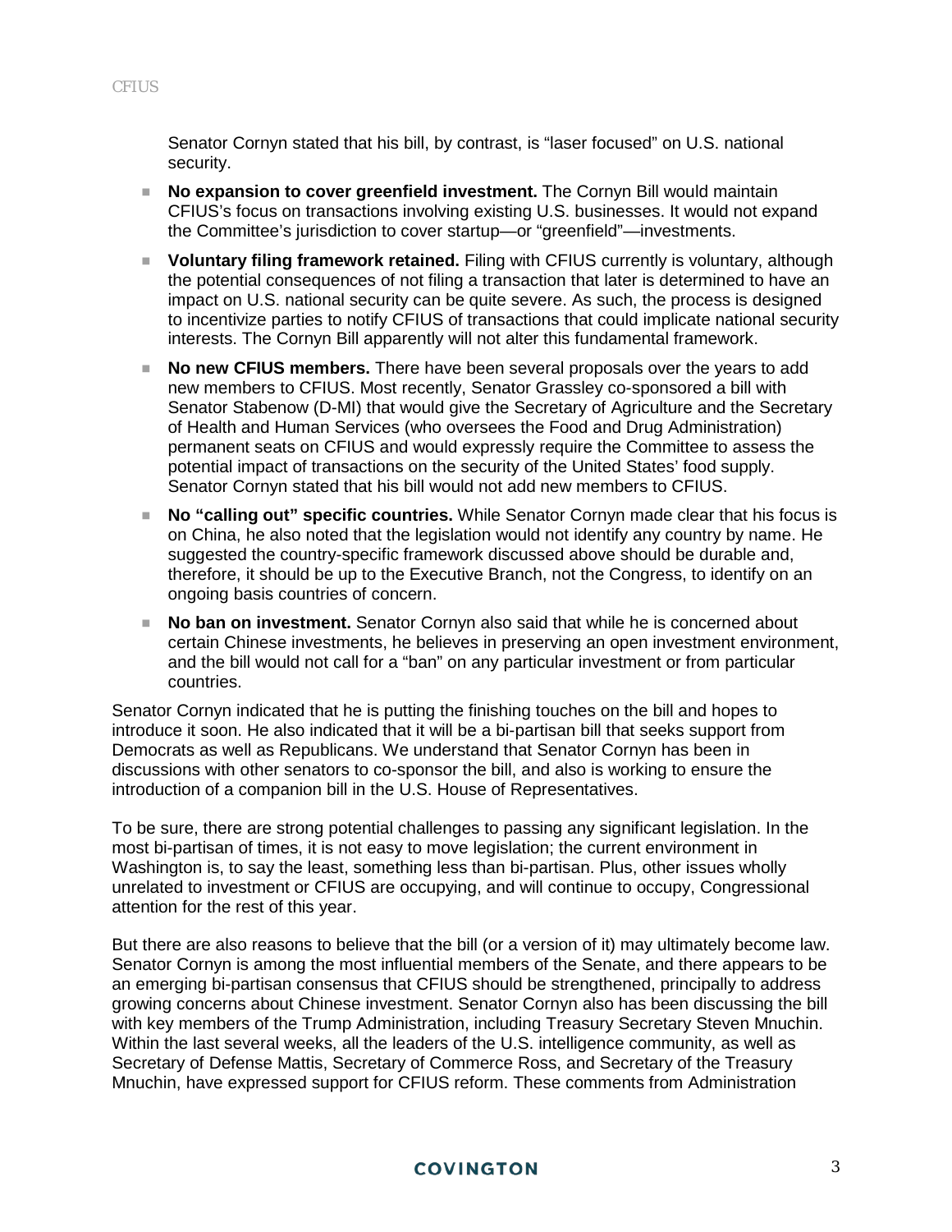Senator Cornyn stated that his bill, by contrast, is "laser focused" on U.S. national security.

- **No expansion to cover greenfield investment.** The Cornyn Bill would maintain CFIUS's focus on transactions involving existing U.S. businesses. It would not expand the Committee's jurisdiction to cover startup—or "greenfield"—investments.
- **Voluntary filing framework retained.** Filing with CFIUS currently is voluntary, although the potential consequences of not filing a transaction that later is determined to have an impact on U.S. national security can be quite severe. As such, the process is designed to incentivize parties to notify CFIUS of transactions that could implicate national security interests. The Cornyn Bill apparently will not alter this fundamental framework.
- **No new CFIUS members.** There have been several proposals over the years to add new members to CFIUS. Most recently, Senator Grassley co-sponsored a bill with Senator Stabenow (D-MI) that would give the Secretary of Agriculture and the Secretary of Health and Human Services (who oversees the Food and Drug Administration) permanent seats on CFIUS and would expressly require the Committee to assess the potential impact of transactions on the security of the United States' food supply. Senator Cornyn stated that his bill would not add new members to CFIUS.
- **No "calling out" specific countries.** While Senator Cornyn made clear that his focus is on China, he also noted that the legislation would not identify any country by name. He suggested the country-specific framework discussed above should be durable and, therefore, it should be up to the Executive Branch, not the Congress, to identify on an ongoing basis countries of concern.
- **No ban on investment.** Senator Cornyn also said that while he is concerned about certain Chinese investments, he believes in preserving an open investment environment, and the bill would not call for a "ban" on any particular investment or from particular countries.

Senator Cornyn indicated that he is putting the finishing touches on the bill and hopes to introduce it soon. He also indicated that it will be a bi-partisan bill that seeks support from Democrats as well as Republicans. We understand that Senator Cornyn has been in discussions with other senators to co-sponsor the bill, and also is working to ensure the introduction of a companion bill in the U.S. House of Representatives.

To be sure, there are strong potential challenges to passing any significant legislation. In the most bi-partisan of times, it is not easy to move legislation; the current environment in Washington is, to say the least, something less than bi-partisan. Plus, other issues wholly unrelated to investment or CFIUS are occupying, and will continue to occupy, Congressional attention for the rest of this year.

But there are also reasons to believe that the bill (or a version of it) may ultimately become law. Senator Cornyn is among the most influential members of the Senate, and there appears to be an emerging bi-partisan consensus that CFIUS should be strengthened, principally to address growing concerns about Chinese investment. Senator Cornyn also has been discussing the bill with key members of the Trump Administration, including Treasury Secretary Steven Mnuchin. Within the last several weeks, all the leaders of the U.S. intelligence community, as well as Secretary of Defense Mattis, Secretary of Commerce Ross, and Secretary of the Treasury Mnuchin, have expressed support for CFIUS reform. These comments from Administration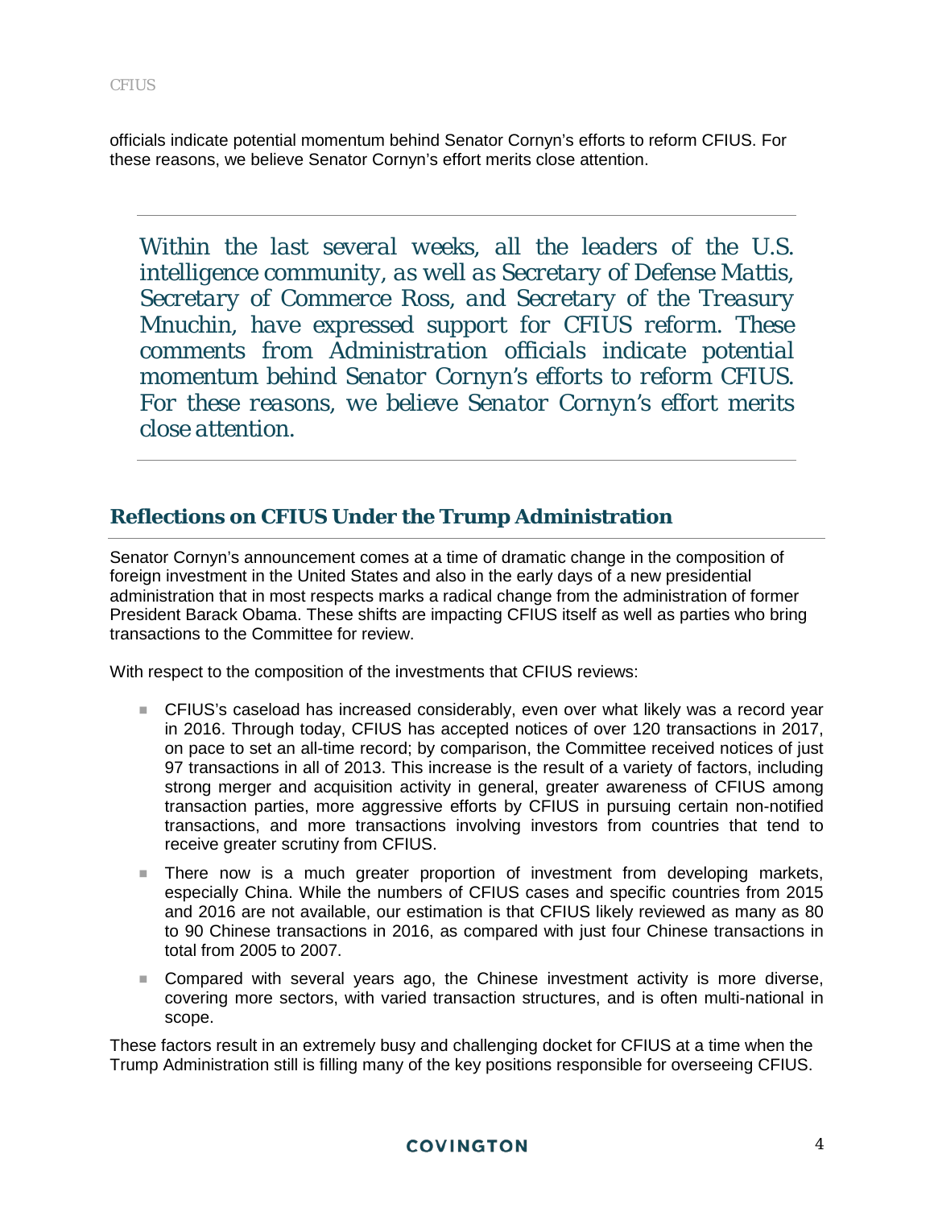officials indicate potential momentum behind Senator Cornyn's efforts to reform CFIUS. For these reasons, we believe Senator Cornyn's effort merits close attention.

---

> *Within the last several weeks, all the leaders of the U.S. intelligence community, as well as Secretary of Defense Mattis, Secretary of Commerce Ross, and Secretary of the Treasury Mnuchin, have expressed support for CFIUS reform. These comments from Administration officials indicate potential momentum behind Senator Cornyn's efforts to reform CFIUS. For these reasons, we believe Senator Cornyn's effort merits close attention.*

---

## Reflections on CFIUS Under the Trump Administration

Senator Cornyn's announcement comes at a time of dramatic change in the composition of foreign investment in the United States and also in the early days of a new presidential administration that in most respects marks a radical change from the administration of former President Barack Obama. These shifts are impacting CFIUS itself as well as parties who bring transactions to the Committee for review.

With respect to the composition of the investments that CFIUS reviews:

- CFIUS's caseload has increased considerably, even over what likely was a record year in 2016. Through today, CFIUS has accepted notices of over 120 transactions in 2017, on pace to set an all-time record; by comparison, the Committee received notices of just 97 transactions in all of 2013. This increase is the result of a variety of factors, including strong merger and acquisition activity in general, greater awareness of CFIUS among transaction parties, more aggressive efforts by CFIUS in pursuing certain non-notified transactions, and more transactions involving investors from countries that tend to receive greater scrutiny from CFIUS.
- There now is a much greater proportion of investment from developing markets, especially China. While the numbers of CFIUS cases and specific countries from 2015 and 2016 are not available, our estimation is that CFIUS likely reviewed as many as 80 to 90 Chinese transactions in 2016, as compared with just four Chinese transactions in total from 2005 to 2007.
- Compared with several years ago, the Chinese investment activity is more diverse, covering more sectors, with varied transaction structures, and is often multi-national in scope.

These factors result in an extremely busy and challenging docket for CFIUS at a time when the Trump Administration still is filling many of the key positions responsible for overseeing CFIUS.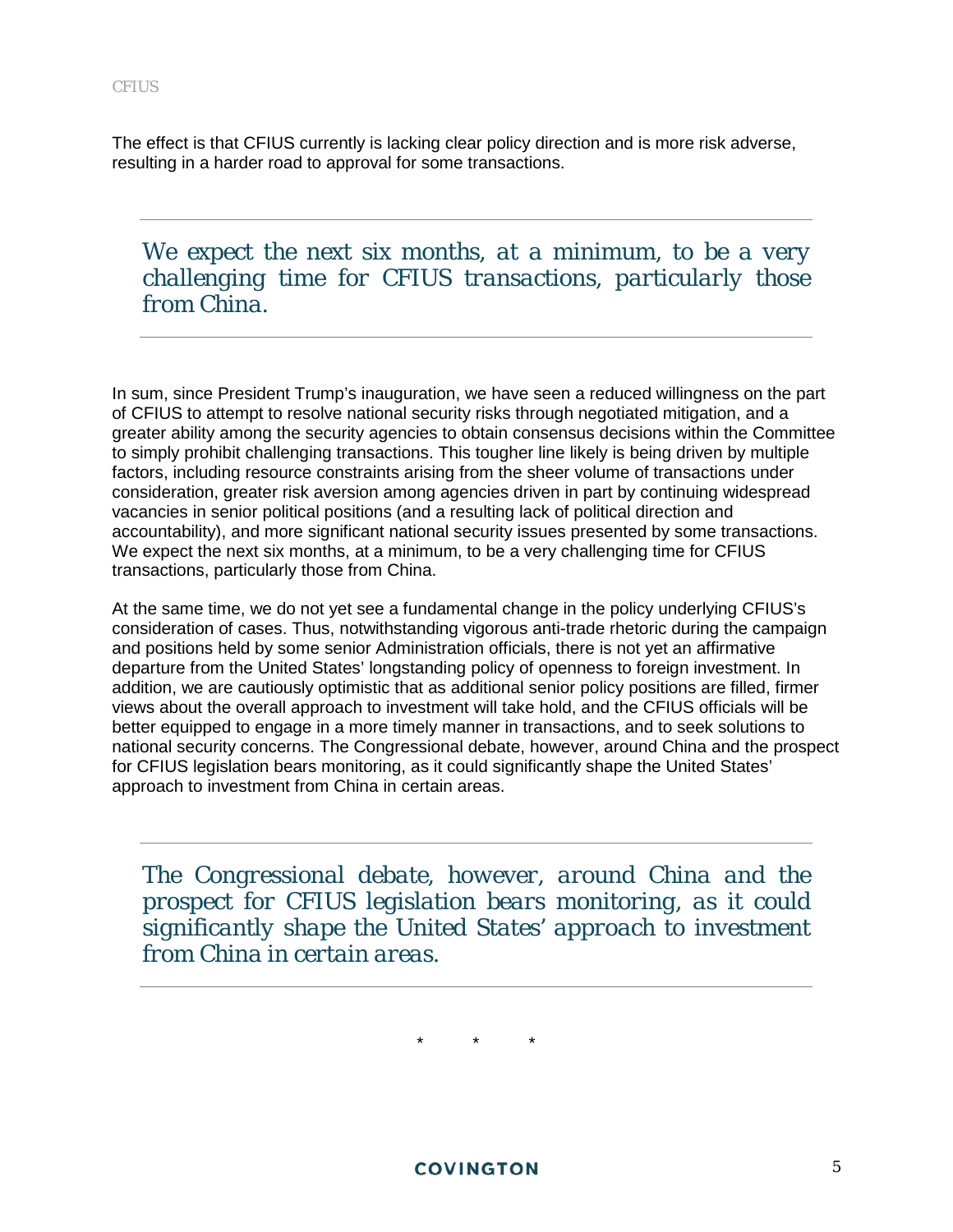The effect is that CFIUS currently is lacking clear policy direction and is more risk adverse, resulting in a harder road to approval for some transactions.

> *We expect the next six months, at a minimum, to be a very challenging time for CFIUS transactions, particularly those from China.*

In sum, since President Trump's inauguration, we have seen a reduced willingness on the part of CFIUS to attempt to resolve national security risks through negotiated mitigation, and a greater ability among the security agencies to obtain consensus decisions within the Committee to simply prohibit challenging transactions. This tougher line likely is being driven by multiple factors, including resource constraints arising from the sheer volume of transactions under consideration, greater risk aversion among agencies driven in part by continuing widespread vacancies in senior political positions (and a resulting lack of political direction and accountability), and more significant national security issues presented by some transactions. We expect the next six months, at a minimum, to be a very challenging time for CFIUS transactions, particularly those from China.

At the same time, we do not yet see a fundamental change in the policy underlying CFIUS's consideration of cases. Thus, notwithstanding vigorous anti-trade rhetoric during the campaign and positions held by some senior Administration officials, there is not yet an affirmative departure from the United States' longstanding policy of openness to foreign investment. In addition, we are cautiously optimistic that as additional senior policy positions are filled, firmer views about the overall approach to investment will take hold, and the CFIUS officials will be better equipped to engage in a more timely manner in transactions, and to seek solutions to national security concerns. The Congressional debate, however, around China and the prospect for CFIUS legislation bears monitoring, as it could significantly shape the United States' approach to investment from China in certain areas.

> *The Congressional debate, however, around China and the prospect for CFIUS legislation bears monitoring, as it could significantly shape the United States' approach to investment from China in certain areas.*

\* \* \*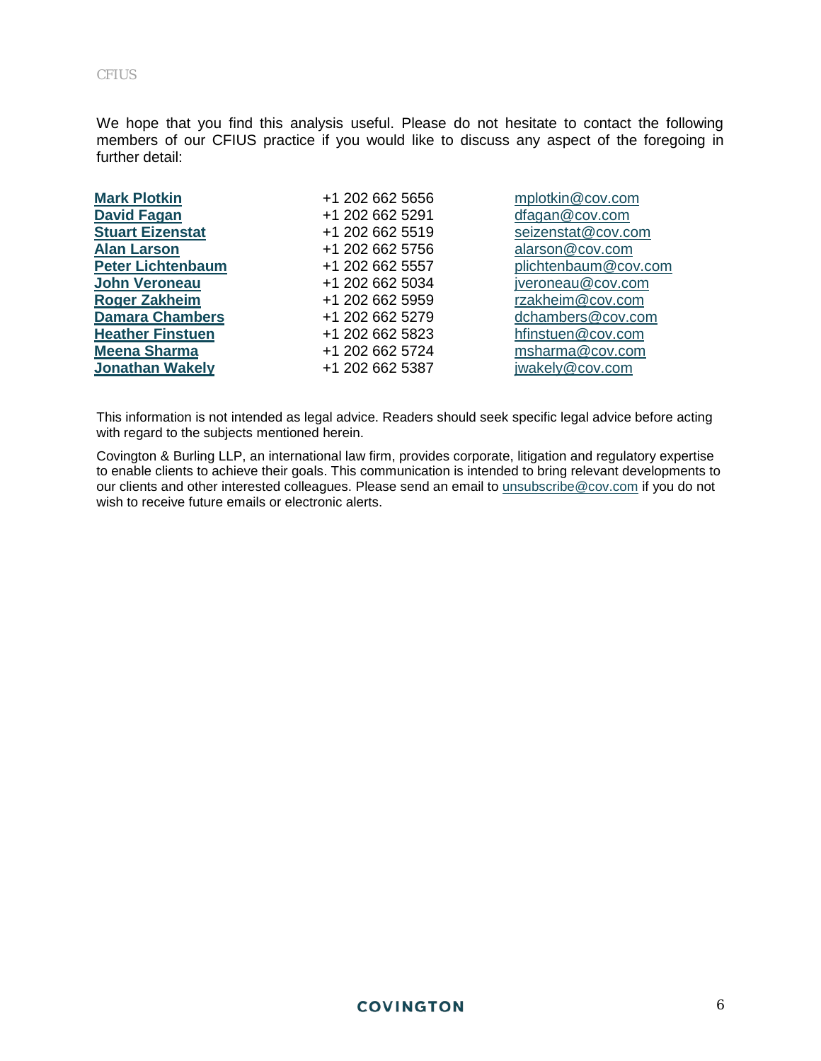We hope that you find this analysis useful. Please do not hesitate to contact the following members of our CFIUS practice if you would like to discuss any aspect of the foregoing in further detail:

| | | |
|---|---|---|
| **Mark Plotkin** | +1 202 662 5656 | mplotkin@cov.com |
| **David Fagan** | +1 202 662 5291 | dfagan@cov.com |
| **Stuart Eizenstat** | +1 202 662 5519 | seizenstat@cov.com |
| **Alan Larson** | +1 202 662 5756 | alarson@cov.com |
| **Peter Lichtenbaum** | +1 202 662 5557 | plichtenbaum@cov.com |
| **John Veroneau** | +1 202 662 5034 | jveroneau@cov.com |
| **Roger Zakheim** | +1 202 662 5959 | rzakheim@cov.com |
| **Damara Chambers** | +1 202 662 5279 | dchambers@cov.com |
| **Heather Finstuen** | +1 202 662 5823 | hfinstuen@cov.com |
| **Meena Sharma** | +1 202 662 5724 | msharma@cov.com |
| **Jonathan Wakely** | +1 202 662 5387 | jwakely@cov.com |

This information is not intended as legal advice. Readers should seek specific legal advice before acting with regard to the subjects mentioned herein.

Covington & Burling LLP, an international law firm, provides corporate, litigation and regulatory expertise to enable clients to achieve their goals. This communication is intended to bring relevant developments to our clients and other interested colleagues. Please send an email to unsubscribe@cov.com if you do not wish to receive future emails or electronic alerts.